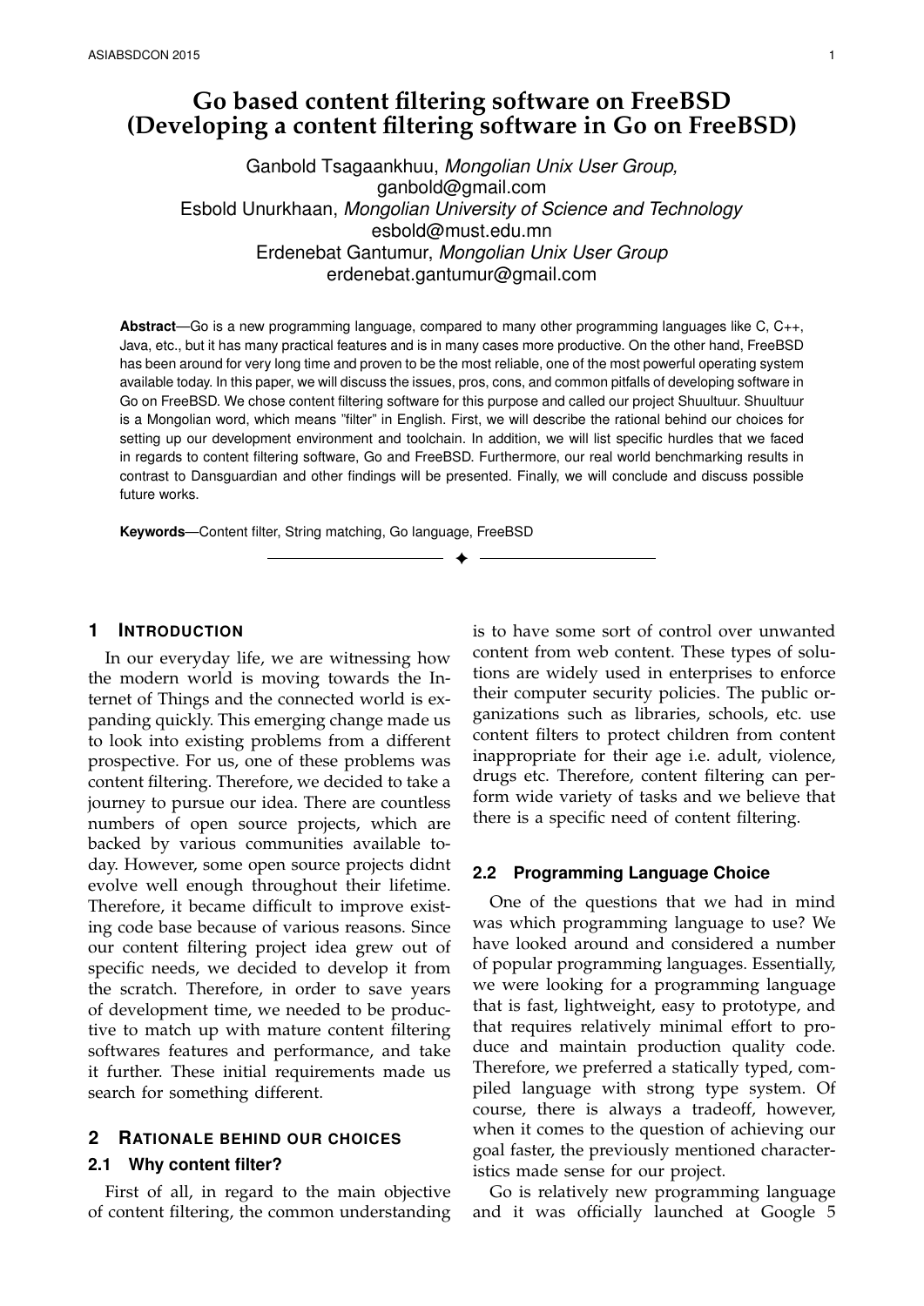# Go based content filtering software on FreeBSD (Developing a content filtering software in Go on FreeBSD)

Ganbold Tsagaankhuu, *Mongolian Unix User Group*, ganbold@gmail.com
Esbold Unurkhaan, *Mongolian University of Science and Technology* esbold@must.edu.mn
Erdenebat Gantumur, *Mongolian Unix User Group* erdenebat.gantumur@gmail.com

**Abstract**—Go is a new programming language, compared to many other programming languages like C, C++, Java, etc., but it has many practical features and is in many cases more productive. On the other hand, FreeBSD has been around for very long time and proven to be the most reliable, one of the most powerful operating system available today. In this paper, we will discuss the issues, pros, cons, and common pitfalls of developing software in Go on FreeBSD. We chose content filtering software for this purpose and called our project Shuultuur. Shuultuur is a Mongolian word, which means "filter" in English. First, we will describe the rational behind our choices for setting up our development environment and toolchain. In addition, we will list specific hurdles that we faced in regards to content filtering software, Go and FreeBSD. Furthermore, our real world benchmarking results in contrast to Dansguardian and other findings will be presented. Finally, we will conclude and discuss possible future works.

**Keywords**—Content filter, String matching, Go language, FreeBSD

## 1 Introduction

In our everyday life, we are witnessing how the modern world is moving towards the Internet of Things and the connected world is expanding quickly. This emerging change made us to look into existing problems from a different prospective. For us, one of these problems was content filtering. Therefore, we decided to take a journey to pursue our idea. There are countless numbers of open source projects, which are backed by various communities available today. However, some open source projects didnt evolve well enough throughout their lifetime. Therefore, it became difficult to improve existing code base because of various reasons. Since our content filtering project idea grew out of specific needs, we decided to develop it from the scratch. Therefore, in order to save years of development time, we needed to be productive to match up with mature content filtering softwares features and performance, and take it further. These initial requirements made us search for something different.

## 2 Rationale behind our choices

### 2.1 Why content filter?

First of all, in regard to the main objective of content filtering, the common understanding is to have some sort of control over unwanted content from web content. These types of solutions are widely used in enterprises to enforce their computer security policies. The public organizations such as libraries, schools, etc. use content filters to protect children from content inappropriate for their age i.e. adult, violence, drugs etc. Therefore, content filtering can perform wide variety of tasks and we believe that there is a specific need of content filtering.

### 2.2 Programming Language Choice

One of the questions that we had in mind was which programming language to use? We have looked around and considered a number of popular programming languages. Essentially, we were looking for a programming language that is fast, lightweight, easy to prototype, and that requires relatively minimal effort to produce and maintain production quality code. Therefore, we preferred a statically typed, compiled language with strong type system. Of course, there is always a tradeoff, however, when it comes to the question of achieving our goal faster, the previously mentioned characteristics made sense for our project.

Go is relatively new programming language and it was officially launched at Google 5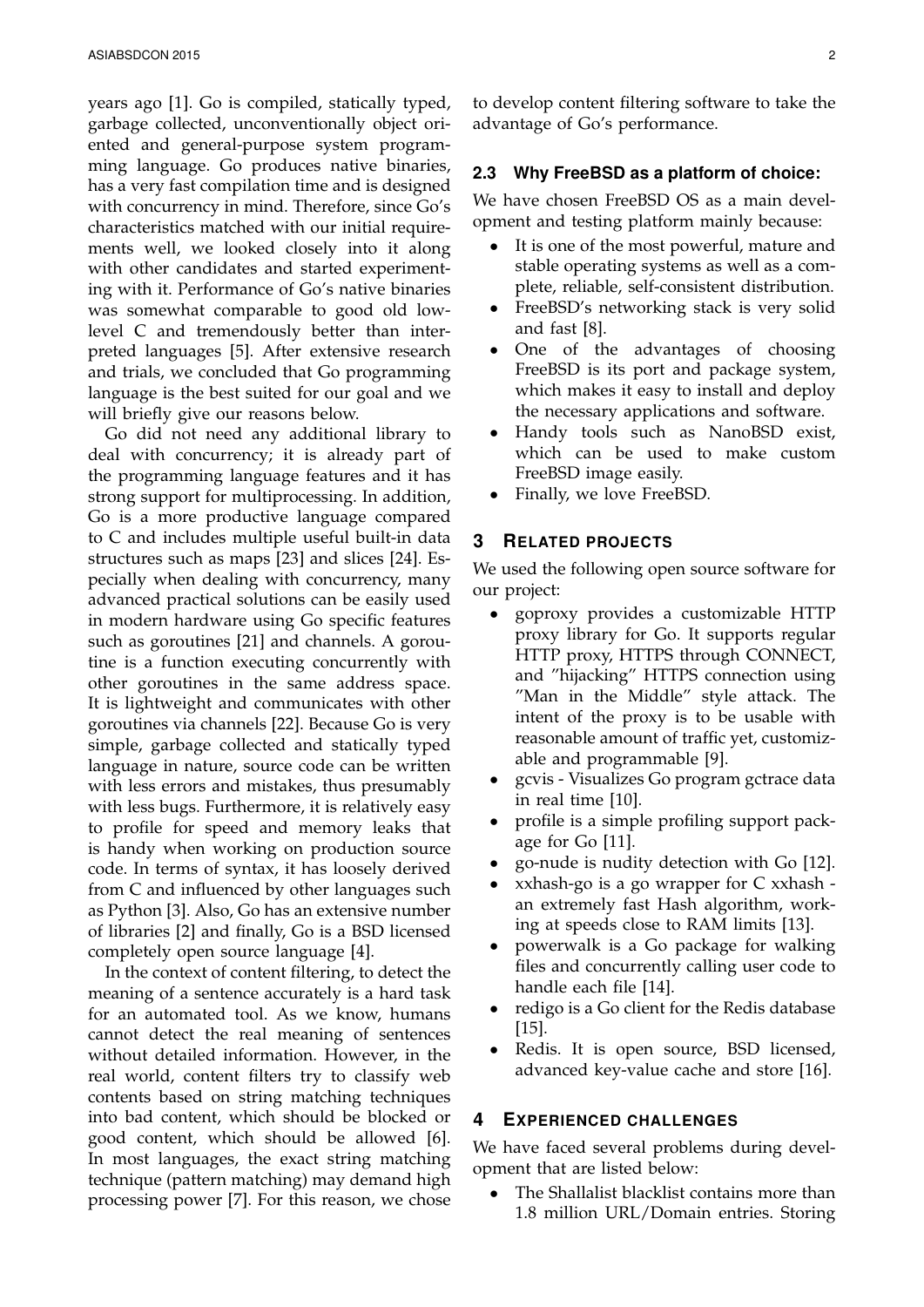years ago [1]. Go is compiled, statically typed, garbage collected, unconventionally object oriented and general-purpose system programming language. Go produces native binaries, has a very fast compilation time and is designed with concurrency in mind. Therefore, since Go's characteristics matched with our initial requirements well, we looked closely into it along with other candidates and started experimenting with it. Performance of Go's native binaries was somewhat comparable to good old low-level C and tremendously better than interpreted languages [5]. After extensive research and trials, we concluded that Go programming language is the best suited for our goal and we will briefly give our reasons below.

Go did not need any additional library to deal with concurrency; it is already part of the programming language features and it has strong support for multiprocessing. In addition, Go is a more productive language compared to C and includes multiple useful built-in data structures such as maps [23] and slices [24]. Especially when dealing with concurrency, many advanced practical solutions can be easily used in modern hardware using Go specific features such as goroutines [21] and channels. A goroutine is a function executing concurrently with other goroutines in the same address space. It is lightweight and communicates with other goroutines via channels [22]. Because Go is very simple, garbage collected and statically typed language in nature, source code can be written with less errors and mistakes, thus presumably with less bugs. Furthermore, it is relatively easy to profile for speed and memory leaks that is handy when working on production source code. In terms of syntax, it has loosely derived from C and influenced by other languages such as Python [3]. Also, Go has an extensive number of libraries [2] and finally, Go is a BSD licensed completely open source language [4].

In the context of content filtering, to detect the meaning of a sentence accurately is a hard task for an automated tool. As we know, humans cannot detect the real meaning of sentences without detailed information. However, in the real world, content filters try to classify web contents based on string matching techniques into bad content, which should be blocked or good content, which should be allowed [6]. In most languages, the exact string matching technique (pattern matching) may demand high processing power [7]. For this reason, we chose to develop content filtering software to take the advantage of Go's performance.

### 2.3 Why FreeBSD as a platform of choice:

We have chosen FreeBSD OS as a main development and testing platform mainly because:

- It is one of the most powerful, mature and stable operating systems as well as a complete, reliable, self-consistent distribution.
- FreeBSD's networking stack is very solid and fast [8].
- One of the advantages of choosing FreeBSD is its port and package system, which makes it easy to install and deploy the necessary applications and software.
- Handy tools such as NanoBSD exist, which can be used to make custom FreeBSD image easily.
- Finally, we love FreeBSD.

## 3 RELATED PROJECTS

We used the following open source software for our project:

- goproxy provides a customizable HTTP proxy library for Go. It supports regular HTTP proxy, HTTPS through CONNECT, and "hijacking" HTTPS connection using "Man in the Middle" style attack. The intent of the proxy is to be usable with reasonable amount of traffic yet, customizable and programmable [9].
- gcvis - Visualizes Go program gctrace data in real time [10].
- profile is a simple profiling support package for Go [11].
- go-nude is nudity detection with Go [12].
- xxhash-go is a go wrapper for C xxhash - an extremely fast Hash algorithm, working at speeds close to RAM limits [13].
- powerwalk is a Go package for walking files and concurrently calling user code to handle each file [14].
- redigo is a Go client for the Redis database [15].
- Redis. It is open source, BSD licensed, advanced key-value cache and store [16].

## 4 EXPERIENCED CHALLENGES

We have faced several problems during development that are listed below:

- The Shallalist blacklist contains more than 1.8 million URL/Domain entries. Storing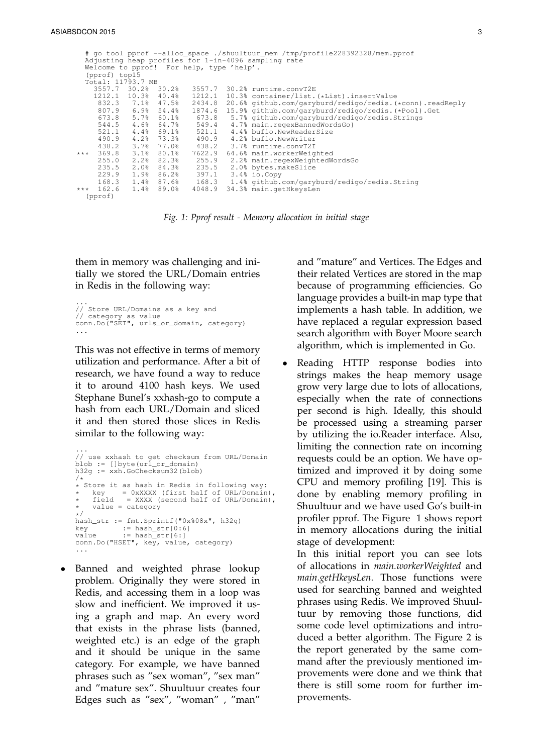```
# go tool pprof --alloc_space ./shuultuur_mem /tmp/profile228392328/mem.pprof
Adjusting heap profiles for 1-in-4096 sampling rate
Welcome to pprof!  For help, type 'help'.
(pprof) top15
Total: 11793.7 MB
   3557.7  30.2%  30.2%   3557.7  30.2% runtime.convT2E
   1212.1  10.3%  40.4%   1212.1  10.3% container/list.(*List).insertValue
    832.3   7.1%  47.5%   2434.8  20.6% github.com/garyburd/redigo/redis.(*conn).readReply
    807.9   6.9%  54.4%   1874.6  15.9% github.com/garyburd/redigo/redis.(*Pool).Get
    673.8   5.7%  60.1%    673.8   5.7% github.com/garyburd/redigo/redis.Strings
    544.5   4.6%  64.7%    549.4   4.7% main.regexBannedWordsGo}
    521.1   4.4%  69.1%    521.1   4.4% bufio.NewReaderSize
    490.9   4.2%  73.3%    490.9   4.2% bufio.NewWriter
    438.2   3.7%  77.0%    438.2   3.7% runtime.convT2I
***  369.8   3.1%  80.1%   7622.9  64.6% main.workerWeighted
    255.0   2.2%  82.3%    255.9   2.2% main.regexWeightedWordsGo
    235.5   2.0%  84.3%    235.5   2.0% bytes.makeSlice
    229.9   1.9%  86.2%    397.1   3.4% io.Copy
    168.3   1.4%  87.6%    168.3   1.4% github.com/garyburd/redigo/redis.String
***  162.6   1.4%  89.0%   4048.9  34.3% main.getHkeysLen
(pprof)
```

*Fig. 1: Pprof result - Memory allocation in initial stage*

them in memory was challenging and initially we stored the URL/Domain entries in Redis in the following way:

```
...
// Store URL/Domains as a key and
// category as value
conn.Do("SET", urls_or_domain, category)
...
```

This was not effective in terms of memory utilization and performance. After a bit of research, we have found a way to reduce it to around 4100 hash keys. We used Stephane Bunel's xxhash-go to compute a hash from each URL/Domain and sliced it and then stored those slices in Redis similar to the following way:

```
...
// use xxhash to get checksum from URL/Domain
blob := []byte(url_or_domain)
h32g := xxh.GoChecksum32(blob)
/*
* Store it as hash in Redis in following way:
*   key    = 0xXXXX (first half of URL/Domain),
*   field   = XXXX (second half of URL/Domain),
*   value = category
*/
hash_str := fmt.Sprintf("0x%08x", h32g)
key        := hash_str[0:6]
value      := hash_str[6:]
conn.Do("HSET", key, value, category)
...
```

- Banned and weighted phrase lookup problem. Originally they were stored in Redis, and accessing them in a loop was slow and inefficient. We improved it using a graph and map. An every word that exists in the phrase lists (banned, weighted etc.) is an edge of the graph and it should be unique in the same category. For example, we have banned phrases such as "sex woman", "sex man" and "mature sex". Shuultuur creates four Edges such as "sex", "woman" , "man" and "mature" and Vertices. The Edges and their related Vertices are stored in the map because of programming efficiencies. Go language provides a built-in map type that implements a hash table. In addition, we have replaced a regular expression based search algorithm with Boyer Moore search algorithm, which is implemented in Go.
- Reading HTTP response bodies into strings makes the heap memory usage grow very large due to lots of allocations, especially when the rate of connections per second is high. Ideally, this should be processed using a streaming parser by utilizing the io.Reader interface. Also, limiting the connection rate on incoming requests could be an option. We have optimized and improved it by doing some CPU and memory profiling [19]. This is done by enabling memory profiling in Shuultuur and we have used Go's built-in profiler pprof. The Figure 1 shows report in memory allocations during the initial stage of development:
  In this initial report you can see lots of allocations in *main.workerWeighted* and *main.getHkeysLen*. Those functions were used for searching banned and weighted phrases using Redis. We improved Shuultuur by removing those functions, did some code level optimizations and introduced a better algorithm. The Figure 2 is the report generated by the same command after the previously mentioned improvements were done and we think that there is still some room for further improvements.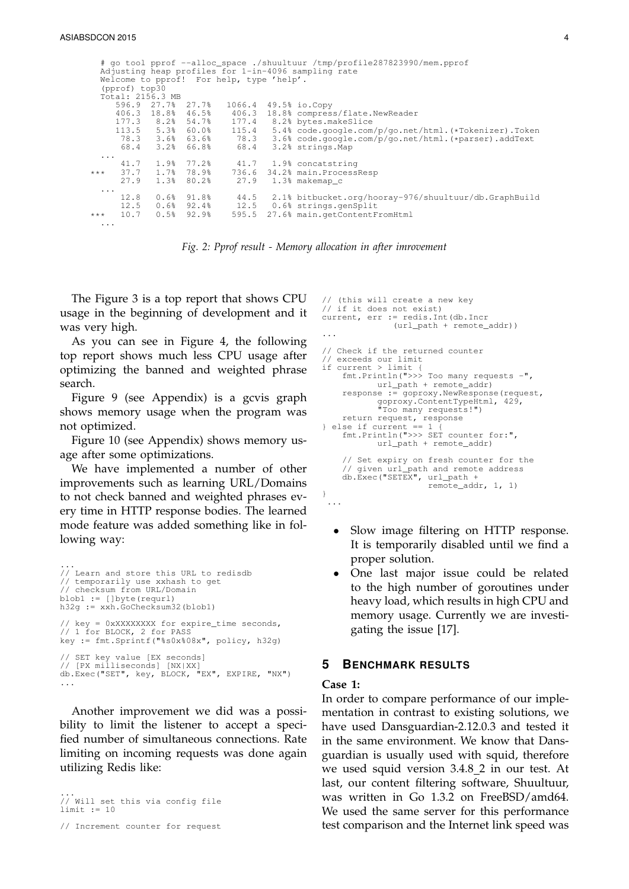```
# go tool pprof --alloc_space ./shuultuur /tmp/profile287823990/mem.pprof
Adjusting heap profiles for 1-in-4096 sampling rate
Welcome to pprof!  For help, type 'help'.
(pprof) top30
Total: 2156.3 MB
   596.9  27.7%  27.7%   1066.4  49.5% io.Copy
   406.3  18.8%  46.5%    406.3  18.8% compress/flate.NewReader
   177.3   8.2%  54.7%    177.4   8.2% bytes.makeSlice
   113.5   5.3%  60.0%    115.4   5.4% code.google.com/p/go.net/html.(*Tokenizer).Token
    78.3   3.6%  63.6%     78.3   3.6% code.google.com/p/go.net/html.(*parser).addText
    68.4   3.2%  66.8%     68.4   3.2% strings.Map
 ...
    41.7   1.9%  77.2%     41.7   1.9% concatstring
***  37.7   1.7%  78.9%    736.6  34.2% main.ProcessResp
    27.9   1.3%  80.2%     27.9   1.3% makemap_c
 ...
    12.8   0.6%  91.8%     44.5   2.1% bitbucket.org/hooray-976/shuultuur/db.GraphBuild
    12.5   0.6%  92.4%     12.5   0.6% strings.genSplit
***  10.7   0.5%  92.9%    595.5  27.6% main.getContentFromHtml
 ...
```

*Fig. 2: Pprof result - Memory allocation in after imrovement*

The Figure 3 is a top report that shows CPU usage in the beginning of development and it was very high.

As you can see in Figure 4, the following top report shows much less CPU usage after optimizing the banned and weighted phrase search.

Figure 9 (see Appendix) is a gcvis graph shows memory usage when the program was not optimized.

Figure 10 (see Appendix) shows memory usage after some optimizations.

We have implemented a number of other improvements such as learning URL/Domains to not check banned and weighted phrases every time in HTTP response bodies. The learned mode feature was added something like in following way:

```
...
// Learn and store this URL to redisdb
// temporarily use xxhash to get
// checksum from URL/Domain
blob1 := []byte(requrl)
h32g := xxh.GoChecksum32(blob1)

// key = 0xXXXXXXXX for expire_time seconds,
// 1 for BLOCK, 2 for PASS
key := fmt.Sprintf("%s0x%08x", policy, h32g)

// SET key value [EX seconds]
// [PX milliseconds] [NX|XX]
db.Exec("SET", key, BLOCK, "EX", EXPIRE, "NX")
...
```

Another improvement we did was a possibility to limit the listener to accept a specified number of simultaneous connections. Rate limiting on incoming requests was done again utilizing Redis like:

```
...
// Will set this via config file
limit := 10

// Increment counter for request
// (this will create a new key
// if it does not exist)
current, err := redis.Int(db.Incr
            (url_path + remote_addr))
...

// Check if the returned counter
// exceeds our limit
if current > limit {
    fmt.Println(">>> Too many requests -",
          url_path + remote_addr)
    response := goproxy.NewResponse(request,
          goproxy.ContentTypeHtml, 429,
          "Too many requests!")
    return request, response
} else if current == 1 {
    fmt.Println(">>> SET counter for:",
          url_path + remote_addr)

    // Set expiry on fresh counter for the
    // given url_path and remote address
    db.Exec("SETEX", url_path +
                  remote_addr, 1, 1)
}
...
```

- Slow image filtering on HTTP response. It is temporarily disabled until we find a proper solution.
- One last major issue could be related to the high number of goroutines under heavy load, which results in high CPU and memory usage. Currently we are investigating the issue [17].

## 5 Benchmark results

**Case 1:**

In order to compare performance of our implementation in contrast to existing solutions, we have used Dansguardian-2.12.0.3 and tested it in the same environment. We know that Dansguardian is usually used with squid, therefore we used squid version 3.4.8_2 in our test. At last, our content filtering software, Shuultuur, was written in Go 1.3.2 on FreeBSD/amd64. We used the same server for this performance test comparison and the Internet link speed was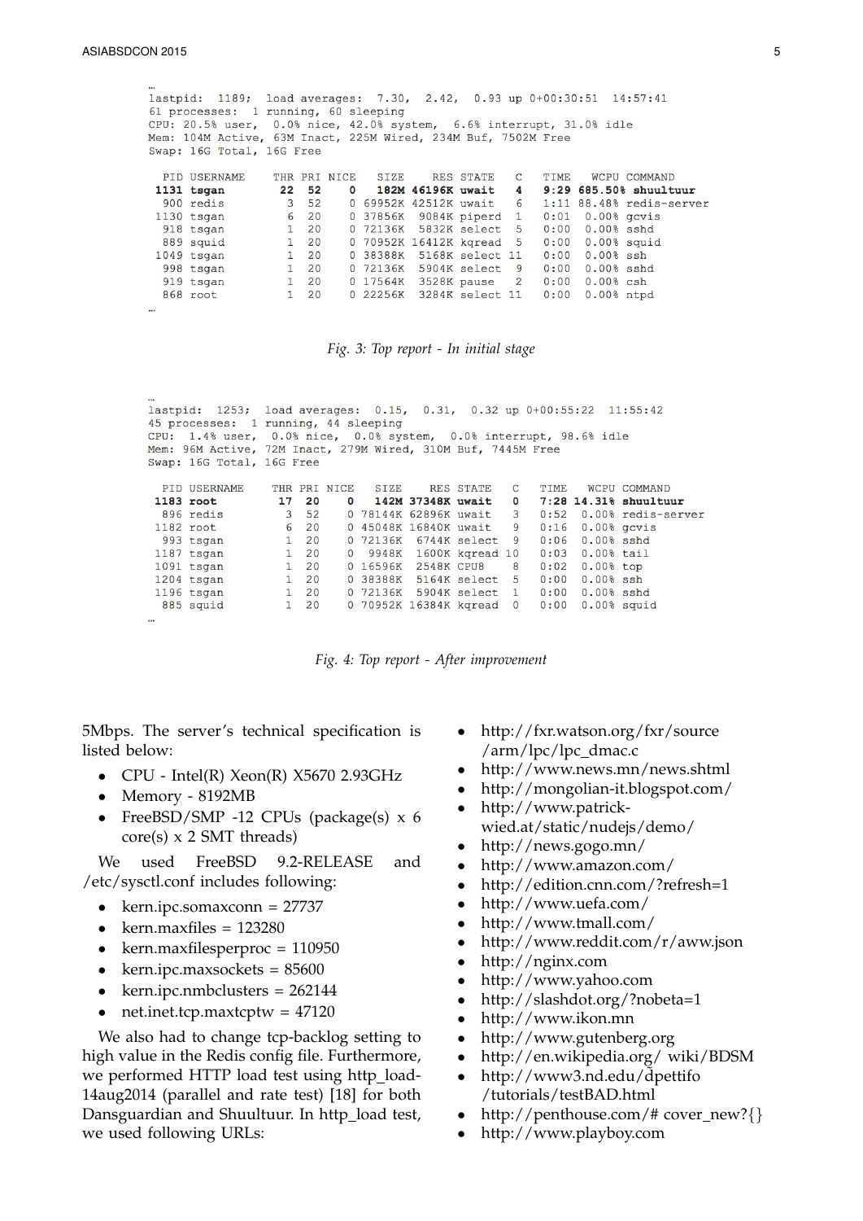```
…
lastpid:  1189;  load averages:  7.30,  2.42,  0.93 up 0+00:30:51  14:57:41
61 processes:  1 running, 60 sleeping
CPU: 20.5% user,  0.0% nice, 42.0% system,  6.6% interrupt, 31.0% idle
Mem: 104M Active, 63M Inact, 225M Wired, 234M Buf, 7502M Free
Swap: 16G Total, 16G Free

  PID USERNAME    THR PRI NICE   SIZE    RES STATE   C   TIME   WCPU COMMAND
 1131 tsgan        22  52    0   182M 46196K uwait   4   9:29 685.50% shuultuur
  900 redis         3  52    0 69952K 42512K uwait   6   1:11 88.48% redis-server
 1130 tsgan         6  20    0 37856K  9084K piperd  1   0:01  0.00% gcvis
  918 tsgan         1  20    0 72136K  5832K select  5   0:00  0.00% sshd
  889 squid         1  20    0 70952K 16412K kqread  5   0:00  0.00% squid
 1049 tsgan         1  20    0 38388K  5168K select 11   0:00  0.00% ssh
  998 tsgan         1  20    0 72136K  5904K select  9   0:00  0.00% sshd
  919 tsgan         1  20    0 17564K  3528K pause   2   0:00  0.00% csh
  868 root          1  20    0 22256K  3284K select 11   0:00  0.00% ntpd
…
```

*Fig. 3: Top report - In initial stage*

```
…
lastpid:  1253;  load averages:  0.15,  0.31,  0.32 up 0+00:55:22  11:55:42
45 processes:  1 running, 44 sleeping
CPU:  1.4% user,  0.0% nice,  0.0% system,  0.0% interrupt, 98.6% idle
Mem: 96M Active, 72M Inact, 279M Wired, 310M Buf, 7445M Free
Swap: 16G Total, 16G Free

  PID USERNAME    THR PRI NICE   SIZE    RES STATE   C   TIME   WCPU COMMAND
 1183 root         17  20    0   142M 37348K uwait   0   7:28 14.31% shuultuur
  896 redis         3  52    0 78144K 62896K uwait   3   0:52  0.00% redis-server
 1182 root          6  20    0 45048K 16840K uwait   9   0:16  0.00% gcvis
  993 tsgan         1  20    0 72136K  6744K select  9   0:06  0.00% sshd
 1187 tsgan         1  20    0  9948K  1600K kqread 10   0:03  0.00% tail
 1091 tsgan         1  20    0 16596K  2548K CPU8    8   0:02  0.00% top
 1204 tsgan         1  20    0 38388K  5164K select  5   0:00  0.00% ssh
 1196 tsgan         1  20    0 72136K  5904K select  1   0:00  0.00% sshd
  885 squid         1  20    0 70952K 16384K kqread  0   0:00  0.00% squid
…
```

*Fig. 4: Top report - After improvement*

5Mbps. The server's technical specification is listed below:

- CPU - Intel(R) Xeon(R) X5670 2.93GHz
- Memory - 8192MB
- FreeBSD/SMP -12 CPUs (package(s) x 6 core(s) x 2 SMT threads)

We used FreeBSD 9.2-RELEASE and /etc/sysctl.conf includes following:

- kern.ipc.somaxconn = 27737
- kern.maxfiles = 123280
- kern.maxfilesperproc = 110950
- kern.ipc.maxsockets = 85600
- kern.ipc.nmbclusters = 262144
- net.inet.tcp.maxtcptw = 47120

We also had to change tcp-backlog setting to high value in the Redis config file. Furthermore, we performed HTTP load test using http_load-14aug2014 (parallel and rate test) [18] for both Dansguardian and Shuultuur. In http_load test, we used following URLs:

- http://fxr.watson.org/fxr/source/arm/lpc/lpc_dmac.c
- http://www.news.mn/news.shtml
- http://mongolian-it.blogspot.com/
- http://www.patrick-wied.at/static/nudejs/demo/
- http://news.gogo.mn/
- http://www.amazon.com/
- http://edition.cnn.com/?refresh=1
- http://www.uefa.com/
- http://www.tmall.com/
- http://www.reddit.com/r/aww.json
- http://nginx.com
- http://www.yahoo.com
- http://slashdot.org/?nobeta=1
- http://www.ikon.mn
- http://www.gutenberg.org
- http://en.wikipedia.org/ wiki/BDSM
- http://www3.nd.edu/dpettifo/tutorials/testBAD.html
- http://penthouse.com/# cover_new?{}
- http://www.playboy.com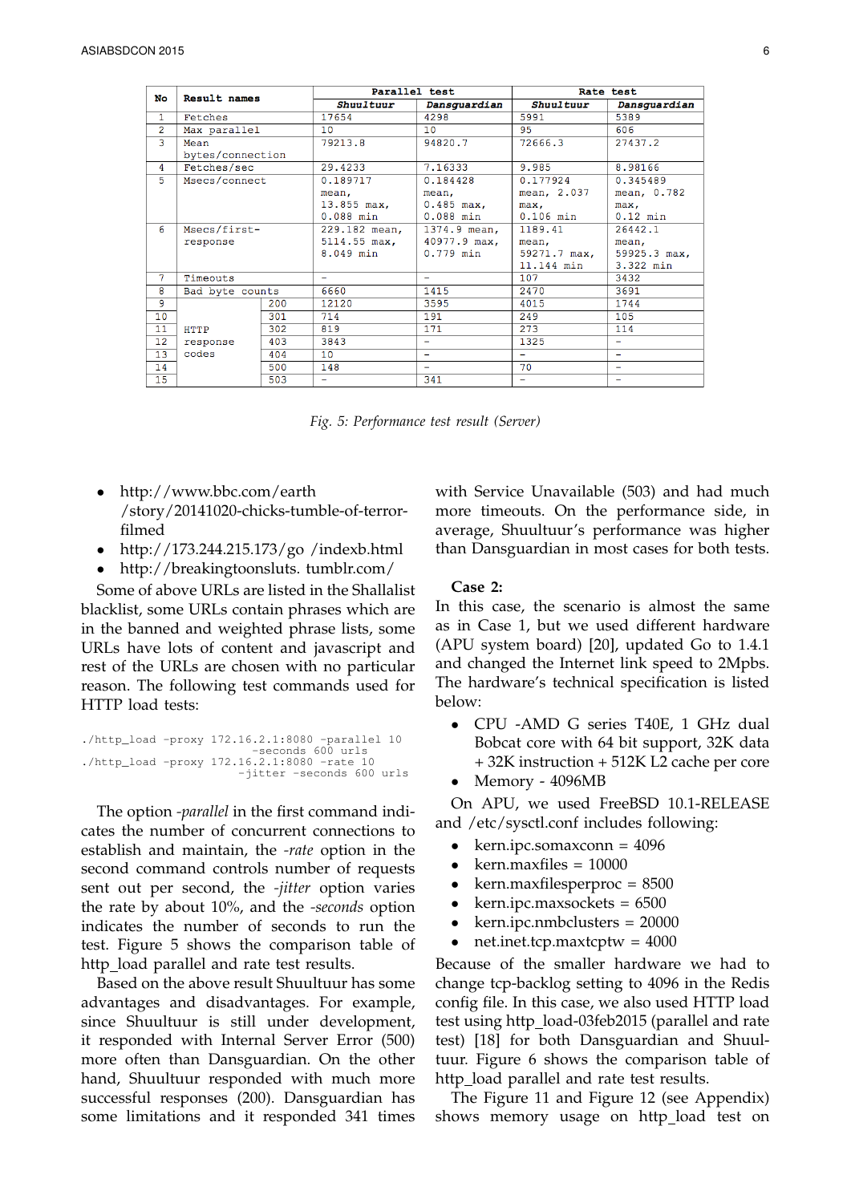| No | Result names | | Parallel test | | Rate test | |
|---|---|---|---|---|---|---|
| | | | Shuultuur | Dansguardian | Shuultuur | Dansguardian |
| 1 | Fetches | | 17654 | 4298 | 5991 | 5389 |
| 2 | Max parallel | | 10 | 10 | 95 | 606 |
| 3 | Mean bytes/connection | | 79213.8 | 94820.7 | 72666.3 | 27437.2 |
| 4 | Fetches/sec | | 29.4233 | 7.16333 | 9.985 | 8.98166 |
| 5 | Msecs/connect | | 0.189717 mean, 13.855 max, 0.088 min | 0.184428 mean, 0.485 max, 0.088 min | 0.177924 mean, 2.037 max, 0.106 min | 0.345489 mean, 0.782 max, 0.12 min |
| 6 | Msecs/first-response | | 229.182 mean, 5114.55 max, 8.049 min | 1374.9 mean, 40977.9 max, 0.779 min | 1189.41 mean, 59271.7 max, 11.144 min | 26442.1 mean, 59925.3 max, 3.322 min |
| 7 | Timeouts | | - | - | 107 | 3432 |
| 8 | Bad byte counts | | 6660 | 1415 | 2470 | 3691 |
| 9 | HTTP response codes | 200 | 12120 | 3595 | 4015 | 1744 |
| 10 | | 301 | 714 | 191 | 249 | 105 |
| 11 | | 302 | 819 | 171 | 273 | 114 |
| 12 | | 403 | 3843 | - | 1325 | - |
| 13 | | 404 | 10 | - | - | - |
| 14 | | 500 | 148 | - | 70 | - |
| 15 | | 503 | - | 341 | - | - |

*Fig. 5: Performance test result (Server)*

- http://www.bbc.com/earth /story/20141020-chicks-tumble-of-terror-filmed
- http://173.244.215.173/go /indexb.html
- http://breakingtoonsluts. tumblr.com/

Some of above URLs are listed in the Shallalist blacklist, some URLs contain phrases which are in the banned and weighted phrase lists, some URLs have lots of content and javascript and rest of the URLs are chosen with no particular reason. The following test commands used for HTTP load tests:

```
./http_load -proxy 172.16.2.1:8080 -parallel 10
                              -seconds 600 urls
./http_load -proxy 172.16.2.1:8080 -rate 10
                           -jitter -seconds 600 urls
```

The option *-parallel* in the first command indicates the number of concurrent connections to establish and maintain, the *-rate* option in the second command controls number of requests sent out per second, the *-jitter* option varies the rate by about 10%, and the *-seconds* option indicates the number of seconds to run the test. Figure 5 shows the comparison table of http_load parallel and rate test results.

Based on the above result Shuultuur has some advantages and disadvantages. For example, since Shuultuur is still under development, it responded with Internal Server Error (500) more often than Dansguardian. On the other hand, Shuultuur responded with much more successful responses (200). Dansguardian has some limitations and it responded 341 times with Service Unavailable (503) and had much more timeouts. On the performance side, in average, Shuultuur's performance was higher than Dansguardian in most cases for both tests.

**Case 2:**

In this case, the scenario is almost the same as in Case 1, but we used different hardware (APU system board) [20], updated Go to 1.4.1 and changed the Internet link speed to 2Mpbs. The hardware's technical specification is listed below:

- CPU -AMD G series T40E, 1 GHz dual Bobcat core with 64 bit support, 32K data + 32K instruction + 512K L2 cache per core
- Memory - 4096MB

On APU, we used FreeBSD 10.1-RELEASE and /etc/sysctl.conf includes following:

- kern.ipc.somaxconn = 4096
- kern.maxfiles = 10000
- kern.maxfilesperproc = 8500
- kern.ipc.maxsockets = 6500
- kern.ipc.nmbclusters = 20000
- net.inet.tcp.maxtcptw = 4000

Because of the smaller hardware we had to change tcp-backlog setting to 4096 in the Redis config file. In this case, we also used HTTP load test using http_load-03feb2015 (parallel and rate test) [18] for both Dansguardian and Shuultuur. Figure 6 shows the comparison table of http_load parallel and rate test results.

The Figure 11 and Figure 12 (see Appendix) shows memory usage on http_load test on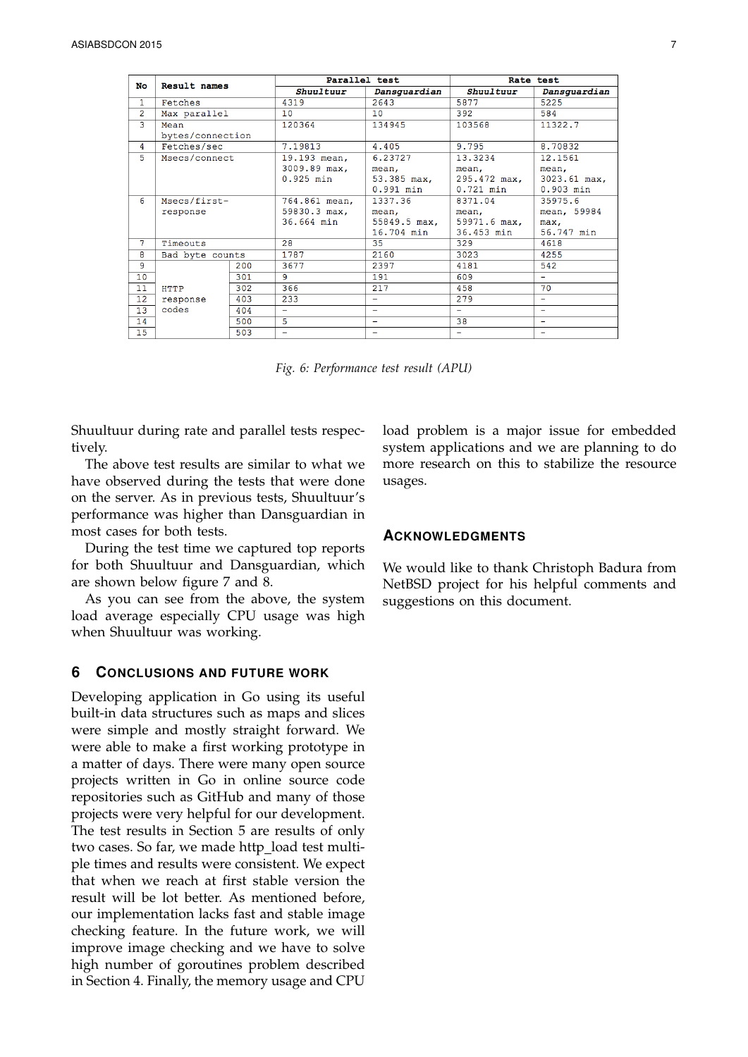| No | Result names | | Parallel test | | Rate test | |
|---|---|---|---|---|---|---|
| | | | *Shuultuur* | *Dansguardian* | *Shuultuur* | *Dansguardian* |
| 1 | Fetches | | 4319 | 2643 | 5877 | 5225 |
| 2 | Max parallel | | 10 | 10 | 392 | 584 |
| 3 | Mean bytes/connection | | 120364 | 134945 | 103568 | 11322.7 |
| 4 | Fetches/sec | | 7.19813 | 4.405 | 9.795 | 8.70832 |
| 5 | Msecs/connect | | 19.193 mean, 3009.89 max, 0.925 min | 6.23727 mean, 53.385 max, 0.991 min | 13.3234 mean, 295.472 max, 0.721 min | 12.1561 mean, 3023.61 max, 0.903 min |
| 6 | Msecs/first-response | | 764.861 mean, 59830.3 max, 36.664 min | 1337.36 mean, 55849.5 max, 16.704 min | 8371.04 mean, 59971.6 max, 36.453 min | 35975.6 mean, 59984 max, 56.747 min |
| 7 | Timeouts | | 28 | 35 | 329 | 4618 |
| 8 | Bad byte counts | | 1787 | 2160 | 3023 | 4255 |
| 9 | HTTP response codes | 200 | 3677 | 2397 | 4181 | 542 |
| 10 | | 301 | 9 | 191 | 609 | - |
| 11 | | 302 | 366 | 217 | 458 | 70 |
| 12 | | 403 | 233 | - | 279 | - |
| 13 | | 404 | - | - | - | - |
| 14 | | 500 | 5 | - | 38 | - |
| 15 | | 503 | - | - | - | - |

*Fig. 6: Performance test result (APU)*

Shuultuur during rate and parallel tests respectively.

The above test results are similar to what we have observed during the tests that were done on the server. As in previous tests, Shuultuur's performance was higher than Dansguardian in most cases for both tests.

During the test time we captured top reports for both Shuultuur and Dansguardian, which are shown below figure 7 and 8.

As you can see from the above, the system load average especially CPU usage was high when Shuultuur was working.

## 6 Conclusions and Future Work

Developing application in Go using its useful built-in data structures such as maps and slices were simple and mostly straight forward. We were able to make a first working prototype in a matter of days. There were many open source projects written in Go in online source code repositories such as GitHub and many of those projects were very helpful for our development. The test results in Section 5 are results of only two cases. So far, we made http_load test multiple times and results were consistent. We expect that when we reach at first stable version the result will be lot better. As mentioned before, our implementation lacks fast and stable image checking feature. In the future work, we will improve image checking and we have to solve high number of goroutines problem described in Section 4. Finally, the memory usage and CPU load problem is a major issue for embedded system applications and we are planning to do more research on this to stabilize the resource usages.

## Acknowledgments

We would like to thank Christoph Badura from NetBSD project for his helpful comments and suggestions on this document.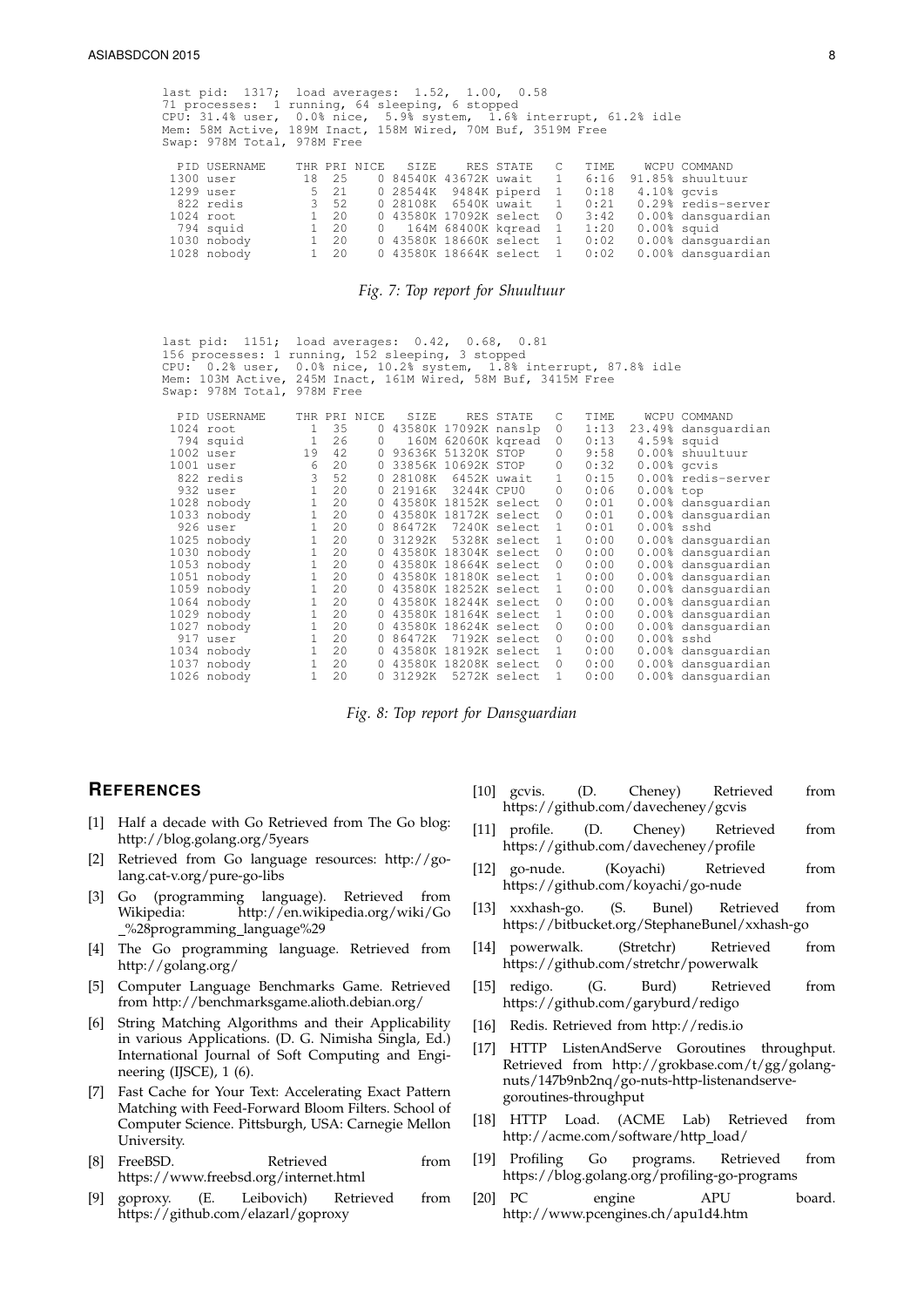```
last pid:  1317;  load averages:  1.52,  1.00,  0.58
71 processes:  1 running, 64 sleeping, 6 stopped
CPU: 31.4% user,  0.0% nice,  5.9% system,  1.6% interrupt, 61.2% idle
Mem: 58M Active, 189M Inact, 158M Wired, 70M Buf, 3519M Free
Swap: 978M Total, 978M Free

  PID USERNAME    THR PRI NICE   SIZE    RES STATE   C   TIME    WCPU COMMAND
 1300 user         18  25    0 84540K 43672K uwait   1   6:16  91.85% shuultuur
 1299 user          5  21    0 28544K  9484K piperd  1   0:18   4.10% gcvis
  822 redis         3  52    0 28108K  6540K uwait   1   0:21   0.29% redis-server
 1024 root          1  20    0 43580K 17092K select  0   3:42   0.00% dansguardian
  794 squid         1  20    0   164M 68400K kqread  1   1:20   0.00% squid
 1030 nobody        1  20    0 43580K 18660K select  1   0:02   0.00% dansguardian
 1028 nobody        1  20    0 43580K 18664K select  1   0:02   0.00% dansguardian
```

*Fig. 7: Top report for Shuultuur*

```
last pid:  1151;  load averages:  0.42,  0.68,  0.81
156 processes: 1 running, 152 sleeping, 3 stopped
CPU:  0.2% user,  0.0% nice, 10.2% system,  1.8% interrupt, 87.8% idle
Mem: 103M Active, 245M Inact, 161M Wired, 58M Buf, 3415M Free
Swap: 978M Total, 978M Free

  PID USERNAME    THR PRI NICE   SIZE    RES STATE   C   TIME    WCPU COMMAND
 1024 root          1  35    0 43580K 17092K nanslp  0   1:13  23.49% dansguardian
  794 squid         1  26    0   160M 62060K kqread  0   0:13   4.59% squid
 1002 user         19  42    0 93636K 51320K STOP    0   9:58   0.00% shuultuur
 1001 user          6  20    0 33856K 10692K STOP    0   0:32   0.00% gcvis
  822 redis         3  52    0 28108K  6452K uwait   1   0:15   0.00% redis-server
  932 user          1  20    0 21916K  3244K CPU0    0   0:06   0.00% top
 1028 nobody        1  20    0 43580K 18152K select  0   0:01   0.00% dansguardian
 1033 nobody        1  20    0 43580K 18172K select  0   0:01   0.00% dansguardian
  926 user          1  20    0 86472K  7240K select  1   0:01   0.00% sshd
 1025 nobody        1  20    0 31292K  5328K select  1   0:00   0.00% dansguardian
 1030 nobody        1  20    0 43580K 18304K select  0   0:00   0.00% dansguardian
 1053 nobody        1  20    0 43580K 18664K select  0   0:00   0.00% dansguardian
 1051 nobody        1  20    0 43580K 18180K select  1   0:00   0.00% dansguardian
 1059 nobody        1  20    0 43580K 18252K select  1   0:00   0.00% dansguardian
 1064 nobody        1  20    0 43580K 18244K select  0   0:00   0.00% dansguardian
 1029 nobody        1  20    0 43580K 18164K select  1   0:00   0.00% dansguardian
 1027 nobody        1  20    0 43580K 18624K select  0   0:00   0.00% dansguardian
  917 user          1  20    0 86472K  7192K select  0   0:00   0.00% sshd
 1034 nobody        1  20    0 43580K 18192K select  1   0:00   0.00% dansguardian
 1037 nobody        1  20    0 43580K 18208K select  0   0:00   0.00% dansguardian
 1026 nobody        1  20    0 31292K  5272K select  1   0:00   0.00% dansguardian
```

*Fig. 8: Top report for Dansguardian*

## REFERENCES

[1] Half a decade with Go Retrieved from The Go blog: http://blog.golang.org/5years

[2] Retrieved from Go language resources: http://go-lang.cat-v.org/pure-go-libs

[3] Go (programming language). Retrieved from Wikipedia: http://en.wikipedia.org/wiki/Go_%28programming_language%29

[4] The Go programming language. Retrieved from http://golang.org/

[5] Computer Language Benchmarks Game. Retrieved from http://benchmarksgame.alioth.debian.org/

[6] String Matching Algorithms and their Applicability in various Applications. (D. G. Nimisha Singla, Ed.) International Journal of Soft Computing and Engineering (IJSCE), 1 (6).

[7] Fast Cache for Your Text: Accelerating Exact Pattern Matching with Feed-Forward Bloom Filters. School of Computer Science. Pittsburgh, USA: Carnegie Mellon University.

[8] FreeBSD. Retrieved from https://www.freebsd.org/internet.html

[9] goproxy. (E. Leibovich) Retrieved from https://github.com/elazarl/goproxy

[10] gcvis. (D. Cheney) Retrieved from https://github.com/davecheney/gcvis

[11] profile. (D. Cheney) Retrieved from https://github.com/davecheney/profile

[12] go-nude. (Koyachi) Retrieved from https://github.com/koyachi/go-nude

[13] xxhash-go. (S. Bunel) Retrieved from https://bitbucket.org/StephaneBunel/xxhash-go

[14] powerwalk. (Stretchr) Retrieved from https://github.com/stretchr/powerwalk

[15] redigo. (G. Burd) Retrieved from https://github.com/garyburd/redigo

[16] Redis. Retrieved from http://redis.io

[17] HTTP ListenAndServe Goroutines throughput. Retrieved from http://grokbase.com/t/gg/golang-nuts/147b9nb2nq/go-nuts-http-listenandserve-goroutines-throughput

[18] HTTP Load. (ACME Lab) Retrieved from http://acme.com/software/http_load/

[19] Profiling Go programs. Retrieved from https://blog.golang.org/profiling-go-programs

[20] PC engine APU board. http://www.pcengines.ch/apu1d4.htm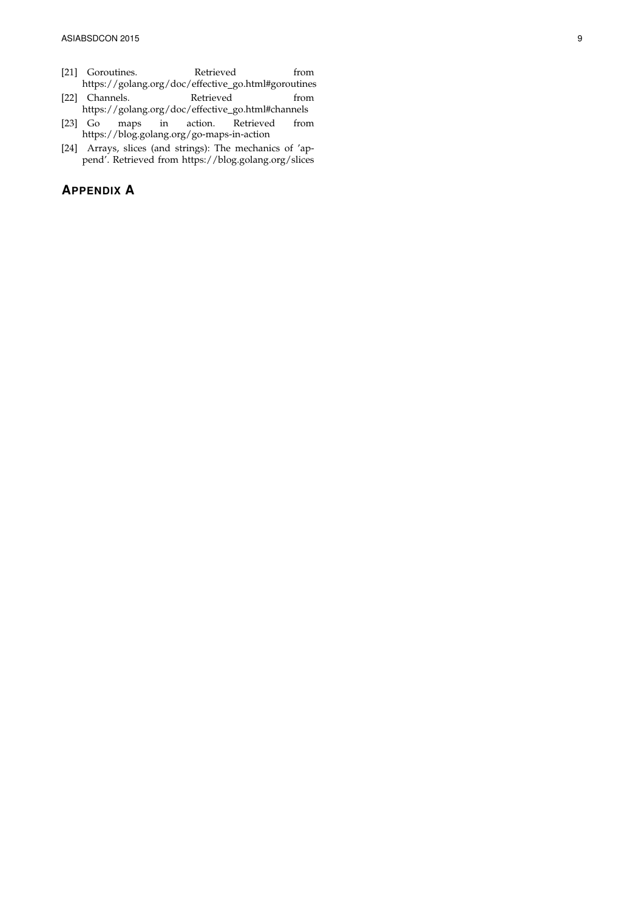[21] Goroutines. Retrieved from https://golang.org/doc/effective_go.html#goroutines

[22] Channels. Retrieved from https://golang.org/doc/effective_go.html#channels

[23] Go maps in action. Retrieved from https://blog.golang.org/go-maps-in-action

[24] Arrays, slices (and strings): The mechanics of 'append'. Retrieved from https://blog.golang.org/slices

## APPENDIX A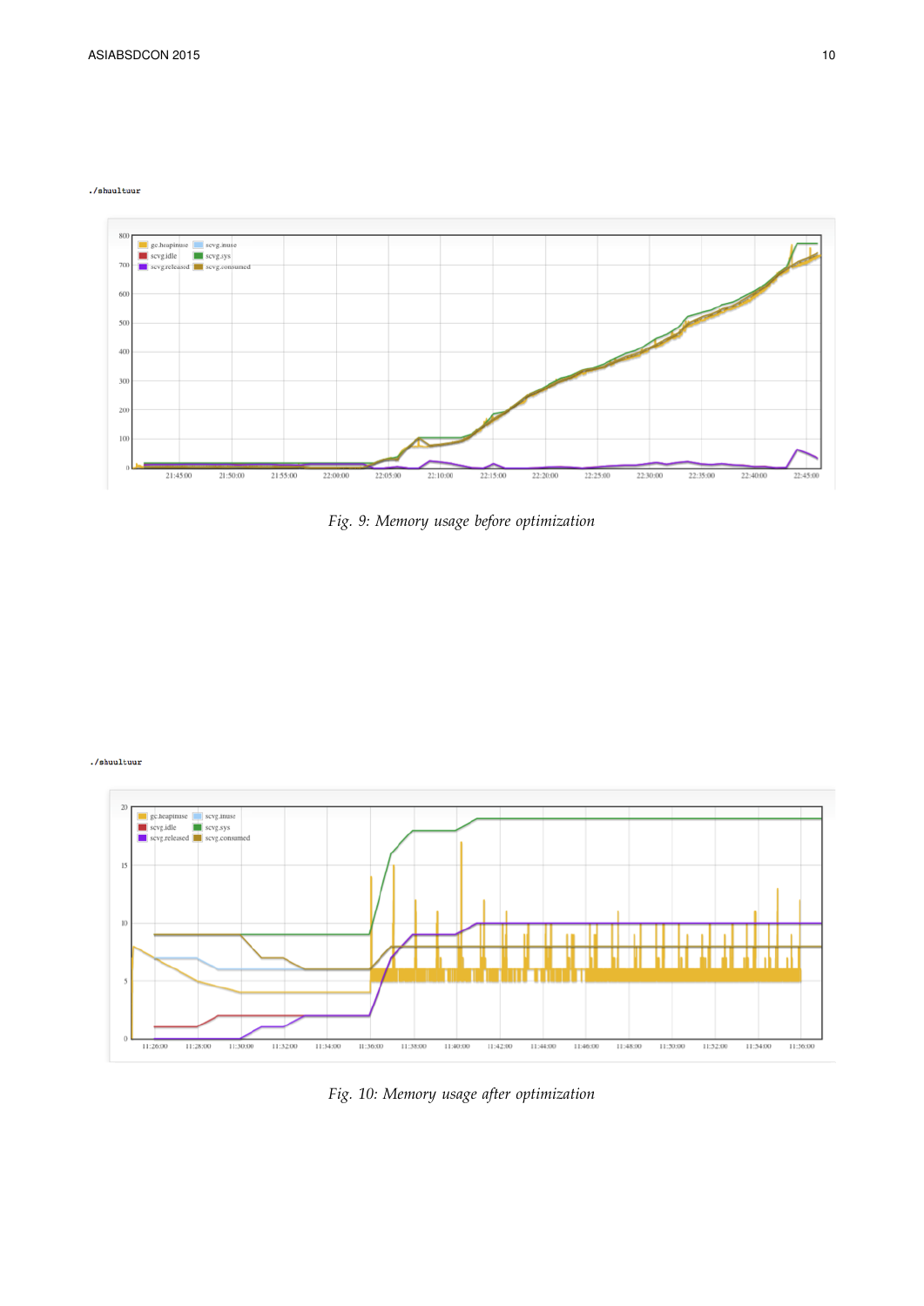./shuultuur

Fig. 9: Memory usage before optimization

./shuultuur

Fig. 10: Memory usage after optimization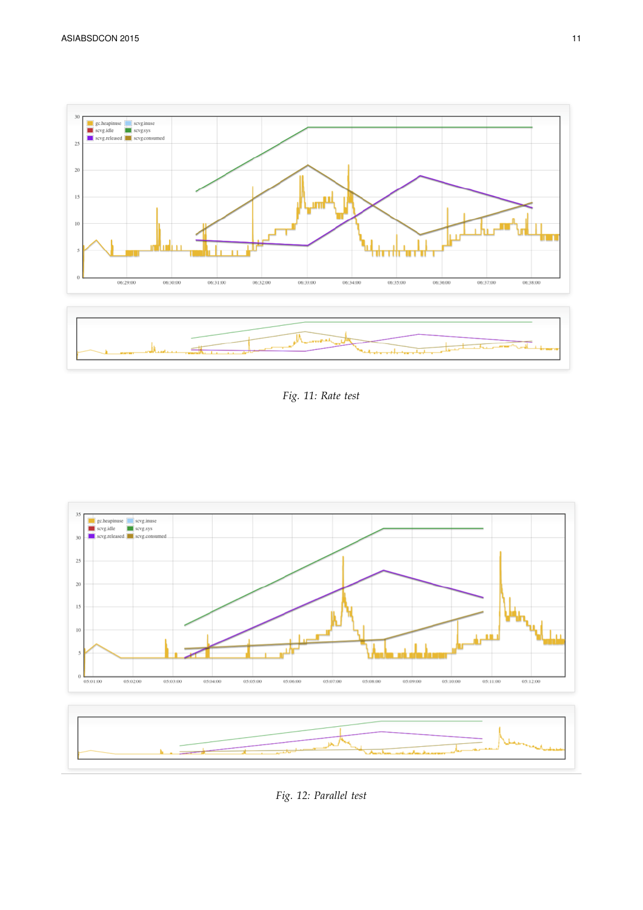30
25
20
15
10
5
0

gc.heapinuse
scvg.inuse
scvg.idle
scvg.sys
scvg.released
scvg.consumed

06:29:00
06:30:00
06:31:00
06:32:00
06:33:00
06:34:00
06:35:00
06:36:00
06:37:00
06:38:00

*Fig. 11: Rate test*

35
30
25
20
15
10
5
0

gc.heapinuse
scvg.inuse
scvg.idle
scvg.sys
scvg.released
scvg.consumed

05:01:00
05:02:00
05:03:00
05:04:00
05:05:00
05:06:00
05:07:00
05:08:00
05:09:00
05:10:00
05:11:00
05:12:00

*Fig. 12: Parallel test*